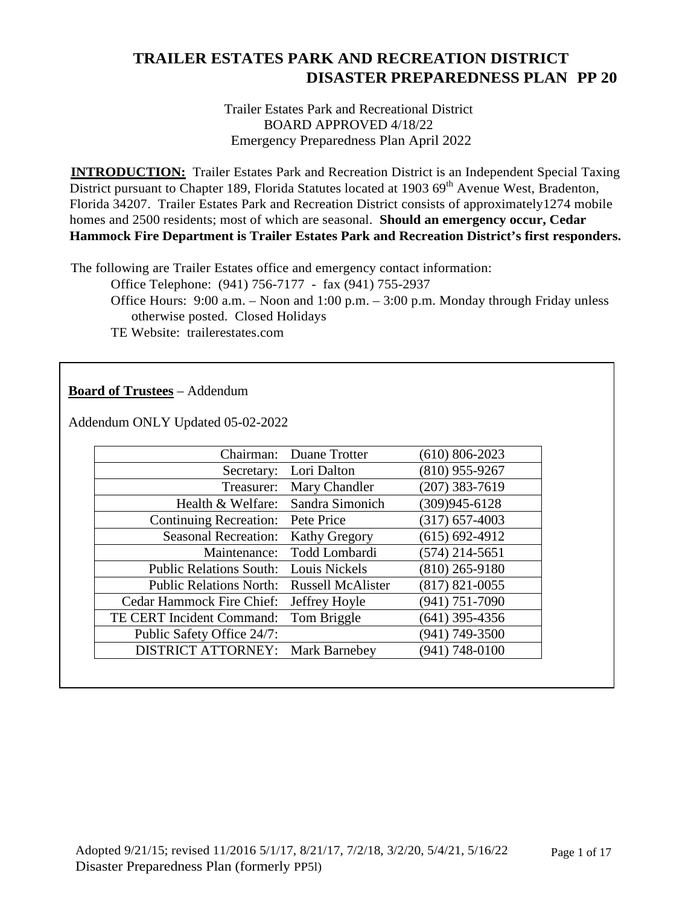# TRAILER ESTATES PARK AND RECREATION DISTRICT
## DISASTER PREPAREDNESS PLAN PP 20

Trailer Estates Park and Recreational District
BOARD APPROVED 4/18/22
Emergency Preparedness Plan April 2022

**INTRODUCTION:** Trailer Estates Park and Recreation District is an Independent Special Taxing District pursuant to Chapter 189, Florida Statutes located at 1903 69th Avenue West, Bradenton, Florida 34207. Trailer Estates Park and Recreation District consists of approximately1274 mobile homes and 2500 residents; most of which are seasonal. **Should an emergency occur, Cedar Hammock Fire Department is Trailer Estates Park and Recreation District's first responders.**

The following are Trailer Estates office and emergency contact information:

- Office Telephone: (941) 756-7177 - fax (941) 755-2937
- Office Hours: 9:00 a.m. – Noon and 1:00 p.m. – 3:00 p.m. Monday through Friday unless otherwise posted. Closed Holidays
- TE Website: trailerestates.com

**Board of Trustees** – Addendum

Addendum ONLY Updated 05-02-2022

| | | |
|---|---|---|
| Chairman: | Duane Trotter | (610) 806-2023 |
| Secretary: | Lori Dalton | (810) 955-9267 |
| Treasurer: | Mary Chandler | (207) 383-7619 |
| Health & Welfare: | Sandra Simonich | (309)945-6128 |
| Continuing Recreation: | Pete Price | (317) 657-4003 |
| Seasonal Recreation: | Kathy Gregory | (615) 692-4912 |
| Maintenance: | Todd Lombardi | (574) 214-5651 |
| Public Relations South: | Louis Nickels | (810) 265-9180 |
| Public Relations North: | Russell McAlister | (817) 821-0055 |
| Cedar Hammock Fire Chief: | Jeffrey Hoyle | (941) 751-7090 |
| TE CERT Incident Command: | Tom Briggle | (641) 395-4356 |
| Public Safety Office 24/7: | | (941) 749-3500 |
| DISTRICT ATTORNEY: | Mark Barnebey | (941) 748-0100 |

Adopted 9/21/15; revised 11/2016 5/1/17, 8/21/17, 7/2/18, 3/2/20, 5/4/21, 5/16/22
Disaster Preparedness Plan (formerly PP5l)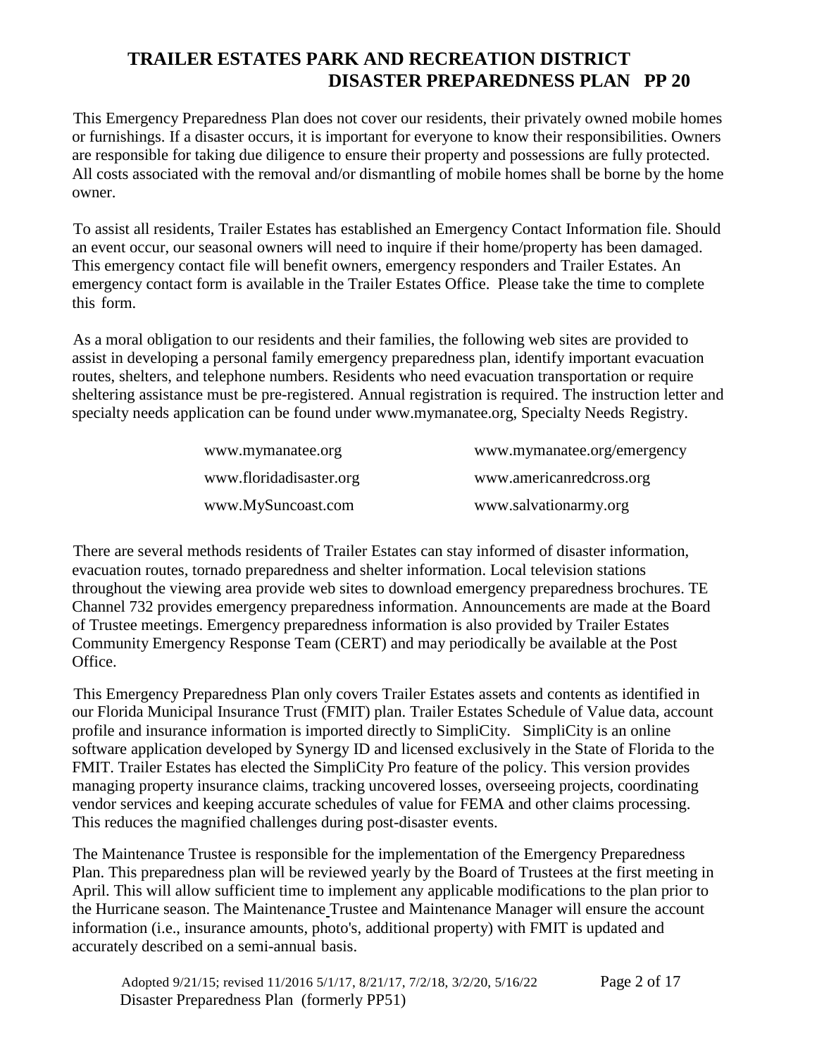# TRAILER ESTATES PARK AND RECREATION DISTRICT
## DISASTER PREPAREDNESS PLAN PP 20

This Emergency Preparedness Plan does not cover our residents, their privately owned mobile homes or furnishings. If a disaster occurs, it is important for everyone to know their responsibilities. Owners are responsible for taking due diligence to ensure their property and possessions are fully protected. All costs associated with the removal and/or dismantling of mobile homes shall be borne by the home owner.

To assist all residents, Trailer Estates has established an Emergency Contact Information file. Should an event occur, our seasonal owners will need to inquire if their home/property has been damaged. This emergency contact file will benefit owners, emergency responders and Trailer Estates. An emergency contact form is available in the Trailer Estates Office. Please take the time to complete this form.

As a moral obligation to our residents and their families, the following web sites are provided to assist in developing a personal family emergency preparedness plan, identify important evacuation routes, shelters, and telephone numbers. Residents who need evacuation transportation or require sheltering assistance must be pre-registered. Annual registration is required. The instruction letter and specialty needs application can be found under www.mymanatee.org, Specialty Needs Registry.

| | |
|---|---|
| www.mymanatee.org | www.mymanatee.org/emergency |
| www.floridadisaster.org | www.americanredcross.org |
| www.MySuncoast.com | www.salvationarmy.org |

There are several methods residents of Trailer Estates can stay informed of disaster information, evacuation routes, tornado preparedness and shelter information. Local television stations throughout the viewing area provide web sites to download emergency preparedness brochures. TE Channel 732 provides emergency preparedness information. Announcements are made at the Board of Trustee meetings. Emergency preparedness information is also provided by Trailer Estates Community Emergency Response Team (CERT) and may periodically be available at the Post Office.

This Emergency Preparedness Plan only covers Trailer Estates assets and contents as identified in our Florida Municipal Insurance Trust (FMIT) plan. Trailer Estates Schedule of Value data, account profile and insurance information is imported directly to SimpliCity. SimpliCity is an online software application developed by Synergy ID and licensed exclusively in the State of Florida to the FMIT. Trailer Estates has elected the SimpliCity Pro feature of the policy. This version provides managing property insurance claims, tracking uncovered losses, overseeing projects, coordinating vendor services and keeping accurate schedules of value for FEMA and other claims processing. This reduces the magnified challenges during post-disaster events.

The Maintenance Trustee is responsible for the implementation of the Emergency Preparedness Plan. This preparedness plan will be reviewed yearly by the Board of Trustees at the first meeting in April. This will allow sufficient time to implement any applicable modifications to the plan prior to the Hurricane season. The Maintenance Trustee and Maintenance Manager will ensure the account information (i.e., insurance amounts, photo's, additional property) with FMIT is updated and accurately described on a semi-annual basis.

Adopted 9/21/15; revised 11/2016 5/1/17, 8/21/17, 7/2/18, 3/2/20, 5/16/22
Disaster Preparedness Plan (formerly PP51)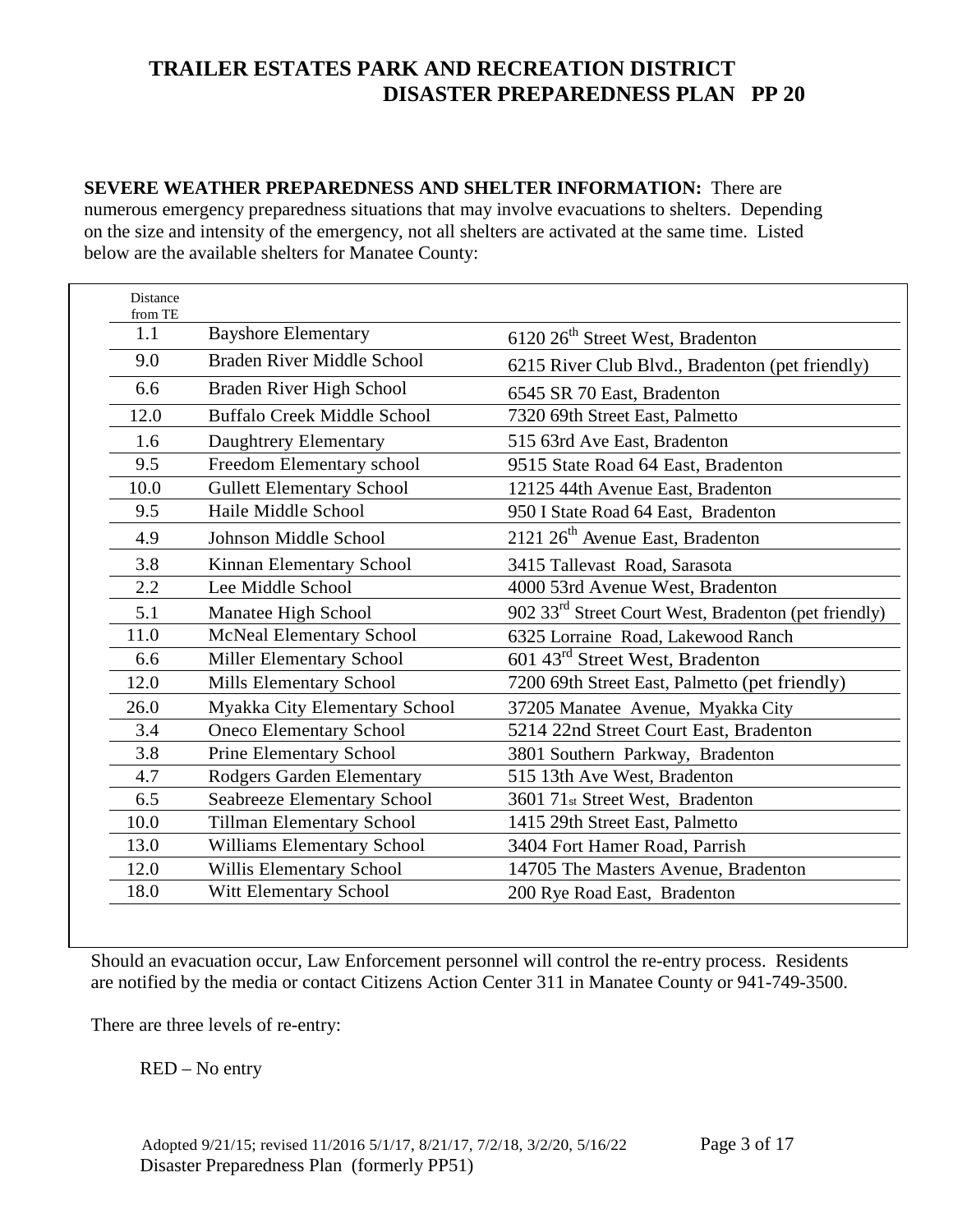**SEVERE WEATHER PREPAREDNESS AND SHELTER INFORMATION:** There are numerous emergency preparedness situations that may involve evacuations to shelters. Depending on the size and intensity of the emergency, not all shelters are activated at the same time. Listed below are the available shelters for Manatee County:

| Distance from TE | | |
|---|---|---|
| 1.1 | Bayshore Elementary | 6120 26th Street West, Bradenton |
| 9.0 | Braden River Middle School | 6215 River Club Blvd., Bradenton (pet friendly) |
| 6.6 | Braden River High School | 6545 SR 70 East, Bradenton |
| 12.0 | Buffalo Creek Middle School | 7320 69th Street East, Palmetto |
| 1.6 | Daughtrery Elementary | 515 63rd Ave East, Bradenton |
| 9.5 | Freedom Elementary school | 9515 State Road 64 East, Bradenton |
| 10.0 | Gullett Elementary School | 12125 44th Avenue East, Bradenton |
| 9.5 | Haile Middle School | 950 I State Road 64 East, Bradenton |
| 4.9 | Johnson Middle School | 2121 26th Avenue East, Bradenton |
| 3.8 | Kinnan Elementary School | 3415 Tallevast Road, Sarasota |
| 2.2 | Lee Middle School | 4000 53rd Avenue West, Bradenton |
| 5.1 | Manatee High School | 902 33rd Street Court West, Bradenton (pet friendly) |
| 11.0 | McNeal Elementary School | 6325 Lorraine Road, Lakewood Ranch |
| 6.6 | Miller Elementary School | 601 43rd Street West, Bradenton |
| 12.0 | Mills Elementary School | 7200 69th Street East, Palmetto (pet friendly) |
| 26.0 | Myakka City Elementary School | 37205 Manatee Avenue, Myakka City |
| 3.4 | Oneco Elementary School | 5214 22nd Street Court East, Bradenton |
| 3.8 | Prine Elementary School | 3801 Southern Parkway, Bradenton |
| 4.7 | Rodgers Garden Elementary | 515 13th Ave West, Bradenton |
| 6.5 | Seabreeze Elementary School | 3601 71st Street West, Bradenton |
| 10.0 | Tillman Elementary School | 1415 29th Street East, Palmetto |
| 13.0 | Williams Elementary School | 3404 Fort Hamer Road, Parrish |
| 12.0 | Willis Elementary School | 14705 The Masters Avenue, Bradenton |
| 18.0 | Witt Elementary School | 200 Rye Road East, Bradenton |

Should an evacuation occur, Law Enforcement personnel will control the re-entry process. Residents are notified by the media or contact Citizens Action Center 311 in Manatee County or 941-749-3500.

There are three levels of re-entry:

RED – No entry

Adopted 9/21/15; revised 11/2016 5/1/17, 8/21/17, 7/2/18, 3/2/20, 5/16/22
Disaster Preparedness Plan (formerly PP51)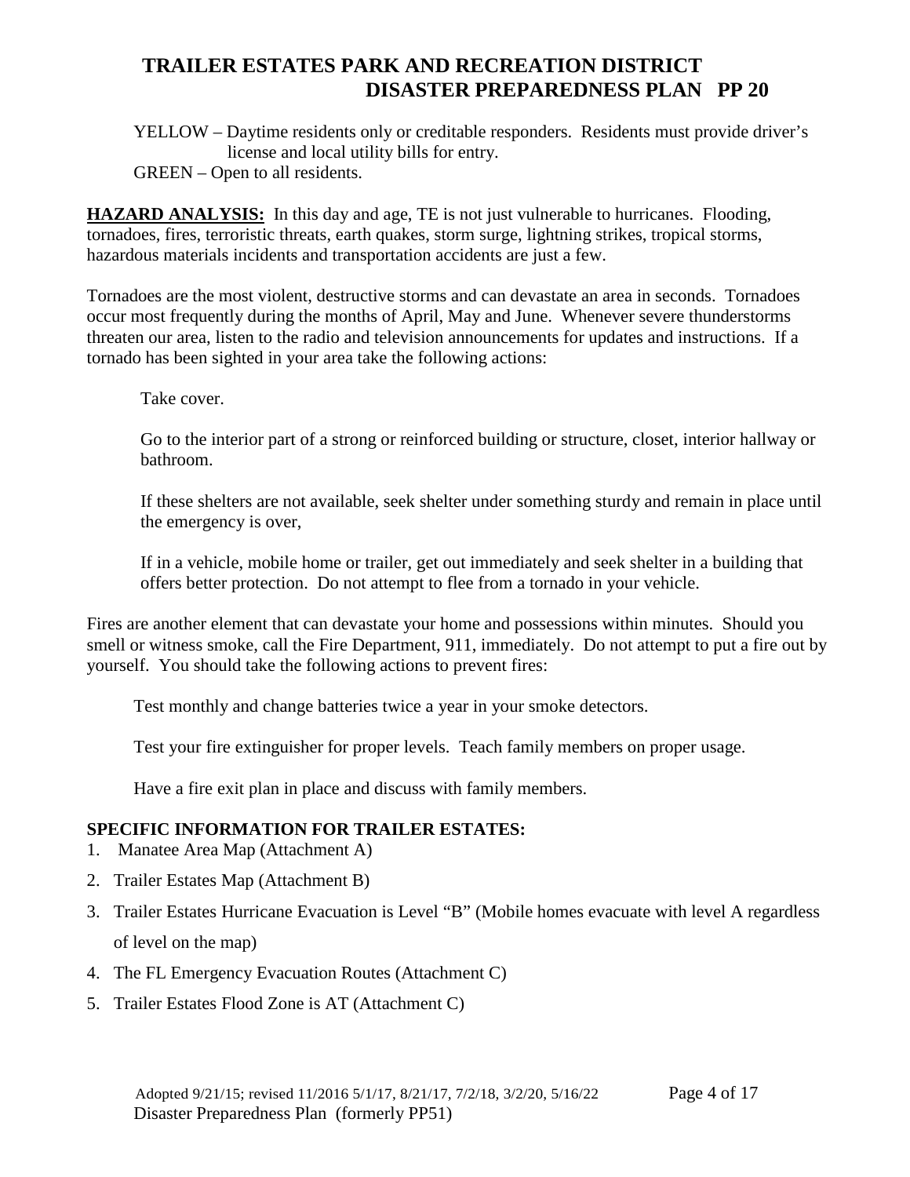YELLOW – Daytime residents only or creditable responders. Residents must provide driver's license and local utility bills for entry.

GREEN – Open to all residents.

**HAZARD ANALYSIS:** In this day and age, TE is not just vulnerable to hurricanes. Flooding, tornadoes, fires, terroristic threats, earth quakes, storm surge, lightning strikes, tropical storms, hazardous materials incidents and transportation accidents are just a few.

Tornadoes are the most violent, destructive storms and can devastate an area in seconds. Tornadoes occur most frequently during the months of April, May and June. Whenever severe thunderstorms threaten our area, listen to the radio and television announcements for updates and instructions. If a tornado has been sighted in your area take the following actions:

Take cover.

Go to the interior part of a strong or reinforced building or structure, closet, interior hallway or bathroom.

If these shelters are not available, seek shelter under something sturdy and remain in place until the emergency is over,

If in a vehicle, mobile home or trailer, get out immediately and seek shelter in a building that offers better protection. Do not attempt to flee from a tornado in your vehicle.

Fires are another element that can devastate your home and possessions within minutes. Should you smell or witness smoke, call the Fire Department, 911, immediately. Do not attempt to put a fire out by yourself. You should take the following actions to prevent fires:

Test monthly and change batteries twice a year in your smoke detectors.

Test your fire extinguisher for proper levels. Teach family members on proper usage.

Have a fire exit plan in place and discuss with family members.

**SPECIFIC INFORMATION FOR TRAILER ESTATES:**

1. Manatee Area Map (Attachment A)
2. Trailer Estates Map (Attachment B)
3. Trailer Estates Hurricane Evacuation is Level "B" (Mobile homes evacuate with level A regardless of level on the map)
4. The FL Emergency Evacuation Routes (Attachment C)
5. Trailer Estates Flood Zone is AT (Attachment C)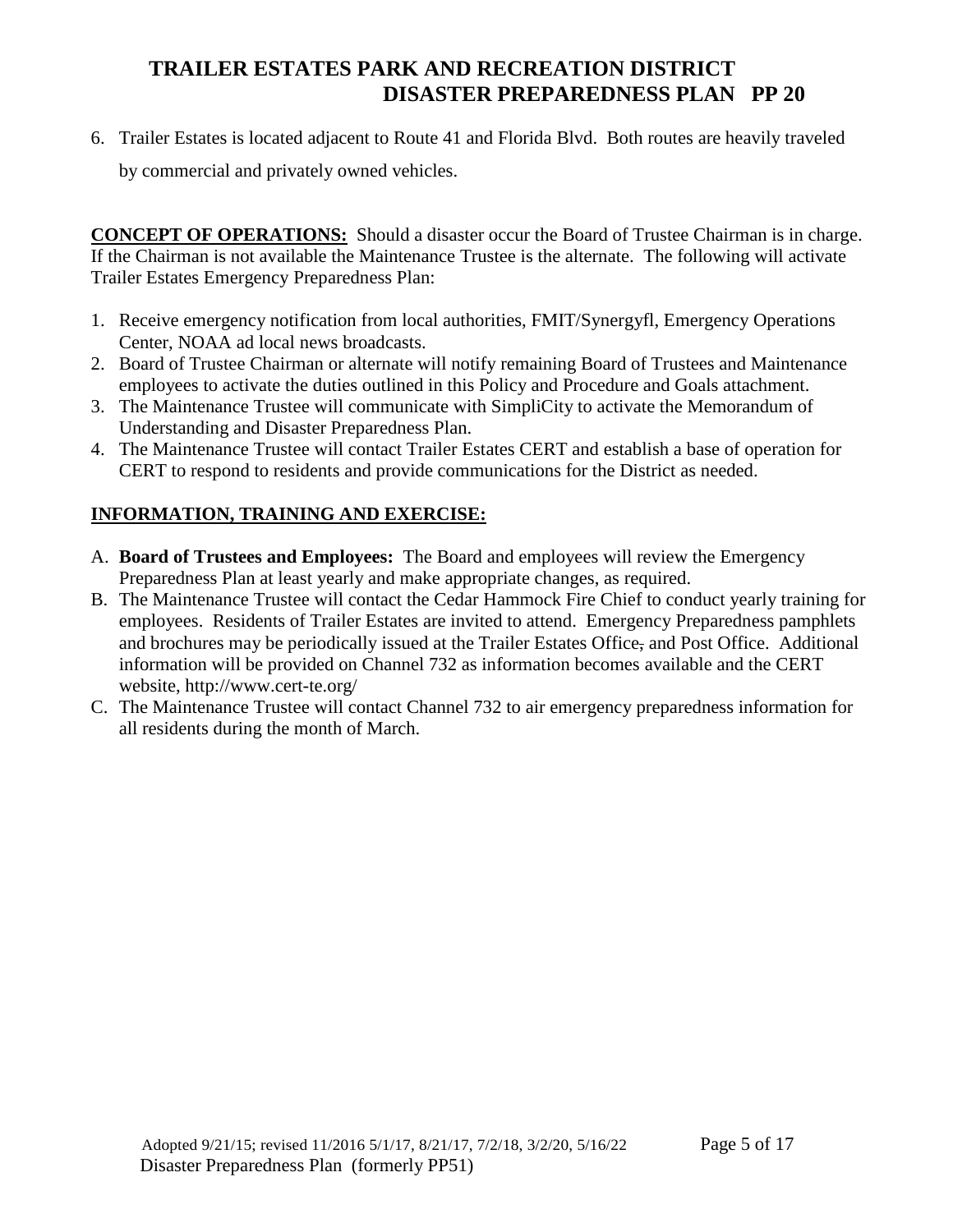6. Trailer Estates is located adjacent to Route 41 and Florida Blvd. Both routes are heavily traveled by commercial and privately owned vehicles.

**CONCEPT OF OPERATIONS:** Should a disaster occur the Board of Trustee Chairman is in charge. If the Chairman is not available the Maintenance Trustee is the alternate. The following will activate Trailer Estates Emergency Preparedness Plan:

1. Receive emergency notification from local authorities, FMIT/Synergyfl, Emergency Operations Center, NOAA ad local news broadcasts.
2. Board of Trustee Chairman or alternate will notify remaining Board of Trustees and Maintenance employees to activate the duties outlined in this Policy and Procedure and Goals attachment.
3. The Maintenance Trustee will communicate with SimpliCity to activate the Memorandum of Understanding and Disaster Preparedness Plan.
4. The Maintenance Trustee will contact Trailer Estates CERT and establish a base of operation for CERT to respond to residents and provide communications for the District as needed.

**INFORMATION, TRAINING AND EXERCISE:**

A. **Board of Trustees and Employees:** The Board and employees will review the Emergency Preparedness Plan at least yearly and make appropriate changes, as required.
B. The Maintenance Trustee will contact the Cedar Hammock Fire Chief to conduct yearly training for employees. Residents of Trailer Estates are invited to attend. Emergency Preparedness pamphlets and brochures may be periodically issued at the Trailer Estates Office, and Post Office. Additional information will be provided on Channel 732 as information becomes available and the CERT website, http://www.cert-te.org/
C. The Maintenance Trustee will contact Channel 732 to air emergency preparedness information for all residents during the month of March.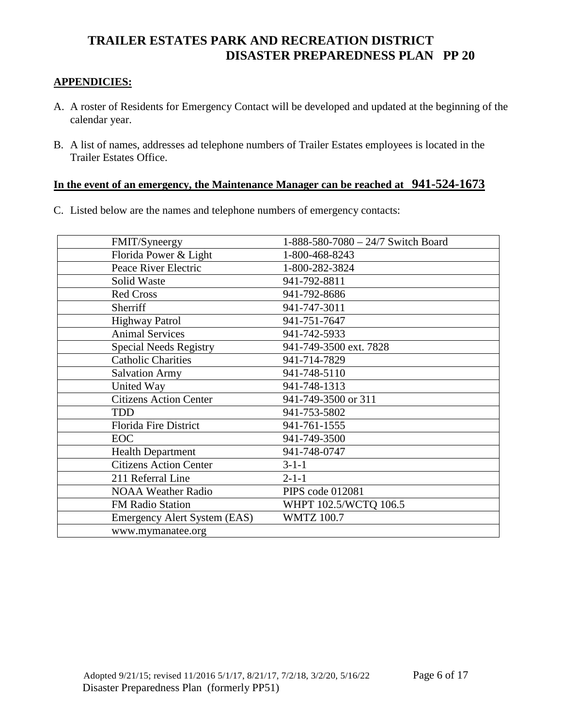# TRAILER ESTATES PARK AND RECREATION DISTRICT
# DISASTER PREPAREDNESS PLAN PP 20

**APPENDICIES:**

A. A roster of Residents for Emergency Contact will be developed and updated at the beginning of the calendar year.

B. A list of names, addresses ad telephone numbers of Trailer Estates employees is located in the Trailer Estates Office.

**In the event of an emergency, the Maintenance Manager can be reached at 941-524-1673**

C. Listed below are the names and telephone numbers of emergency contacts:

| | |
|---|---|
| FMIT/Syneergy | 1-888-580-7080 – 24/7 Switch Board |
| Florida Power & Light | 1-800-468-8243 |
| Peace River Electric | 1-800-282-3824 |
| Solid Waste | 941-792-8811 |
| Red Cross | 941-792-8686 |
| Sherriff | 941-747-3011 |
| Highway Patrol | 941-751-7647 |
| Animal Services | 941-742-5933 |
| Special Needs Registry | 941-749-3500 ext. 7828 |
| Catholic Charities | 941-714-7829 |
| Salvation Army | 941-748-5110 |
| United Way | 941-748-1313 |
| Citizens Action Center | 941-749-3500 or 311 |
| TDD | 941-753-5802 |
| Florida Fire District | 941-761-1555 |
| EOC | 941-749-3500 |
| Health Department | 941-748-0747 |
| Citizens Action Center | 3-1-1 |
| 211 Referral Line | 2-1-1 |
| NOAA Weather Radio | PIPS code 012081 |
| FM Radio Station | WHPT 102.5/WCTQ 106.5 |
| Emergency Alert System (EAS) | WMTZ 100.7 |
| www.mymanatee.org | |

Adopted 9/21/15; revised 11/2016 5/1/17, 8/21/17, 7/2/18, 3/2/20, 5/16/22

Disaster Preparedness Plan (formerly PP51)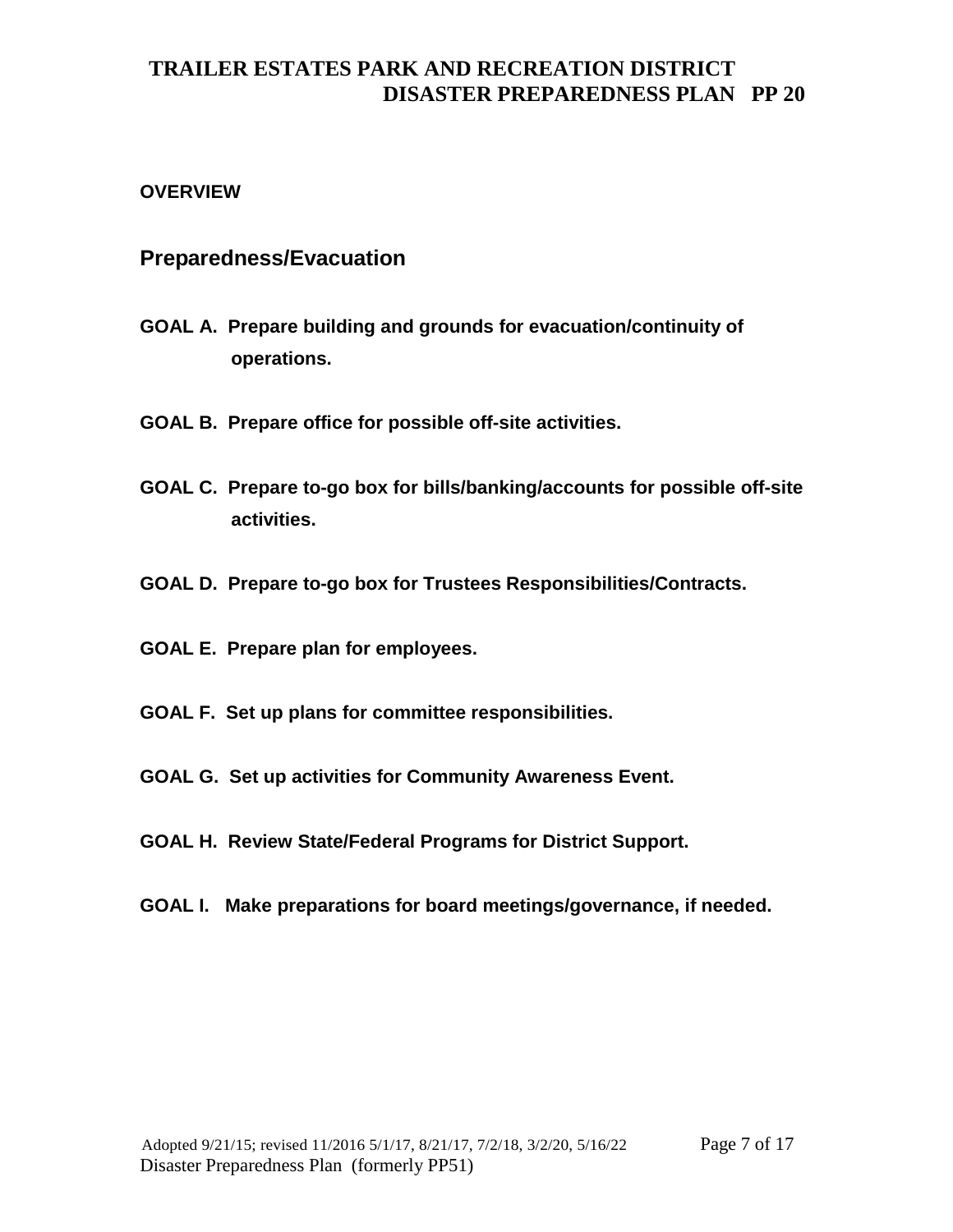## OVERVIEW

## Preparedness/Evacuation

**GOAL A. Prepare building and grounds for evacuation/continuity of operations.**

**GOAL B. Prepare office for possible off-site activities.**

**GOAL C. Prepare to-go box for bills/banking/accounts for possible off-site activities.**

**GOAL D. Prepare to-go box for Trustees Responsibilities/Contracts.**

**GOAL E. Prepare plan for employees.**

**GOAL F. Set up plans for committee responsibilities.**

**GOAL G. Set up activities for Community Awareness Event.**

**GOAL H. Review State/Federal Programs for District Support.**

**GOAL I. Make preparations for board meetings/governance, if needed.**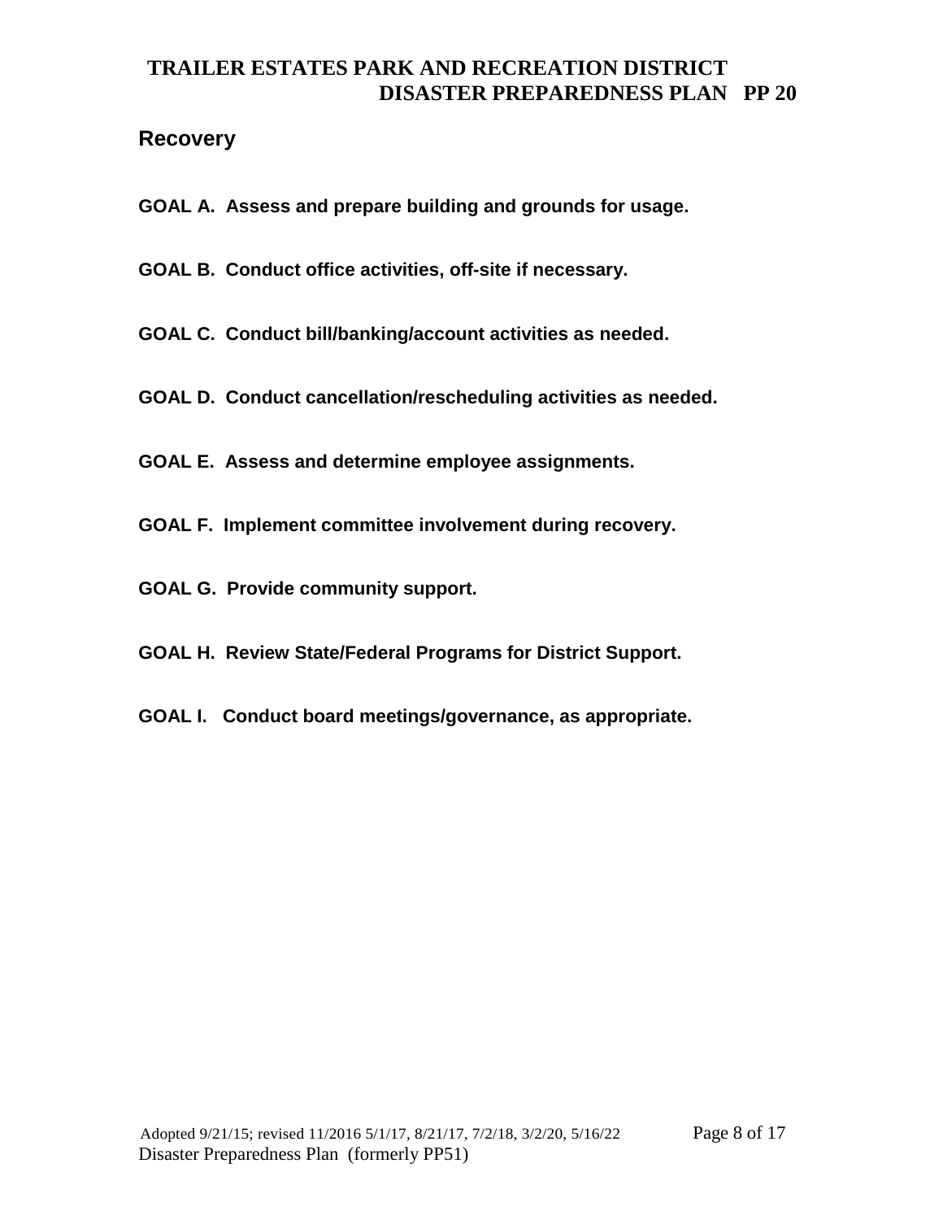## Recovery

**GOAL A. Assess and prepare building and grounds for usage.**

**GOAL B. Conduct office activities, off-site if necessary.**

**GOAL C. Conduct bill/banking/account activities as needed.**

**GOAL D. Conduct cancellation/rescheduling activities as needed.**

**GOAL E. Assess and determine employee assignments.**

**GOAL F. Implement committee involvement during recovery.**

**GOAL G. Provide community support.**

**GOAL H. Review State/Federal Programs for District Support.**

**GOAL I. Conduct board meetings/governance, as appropriate.**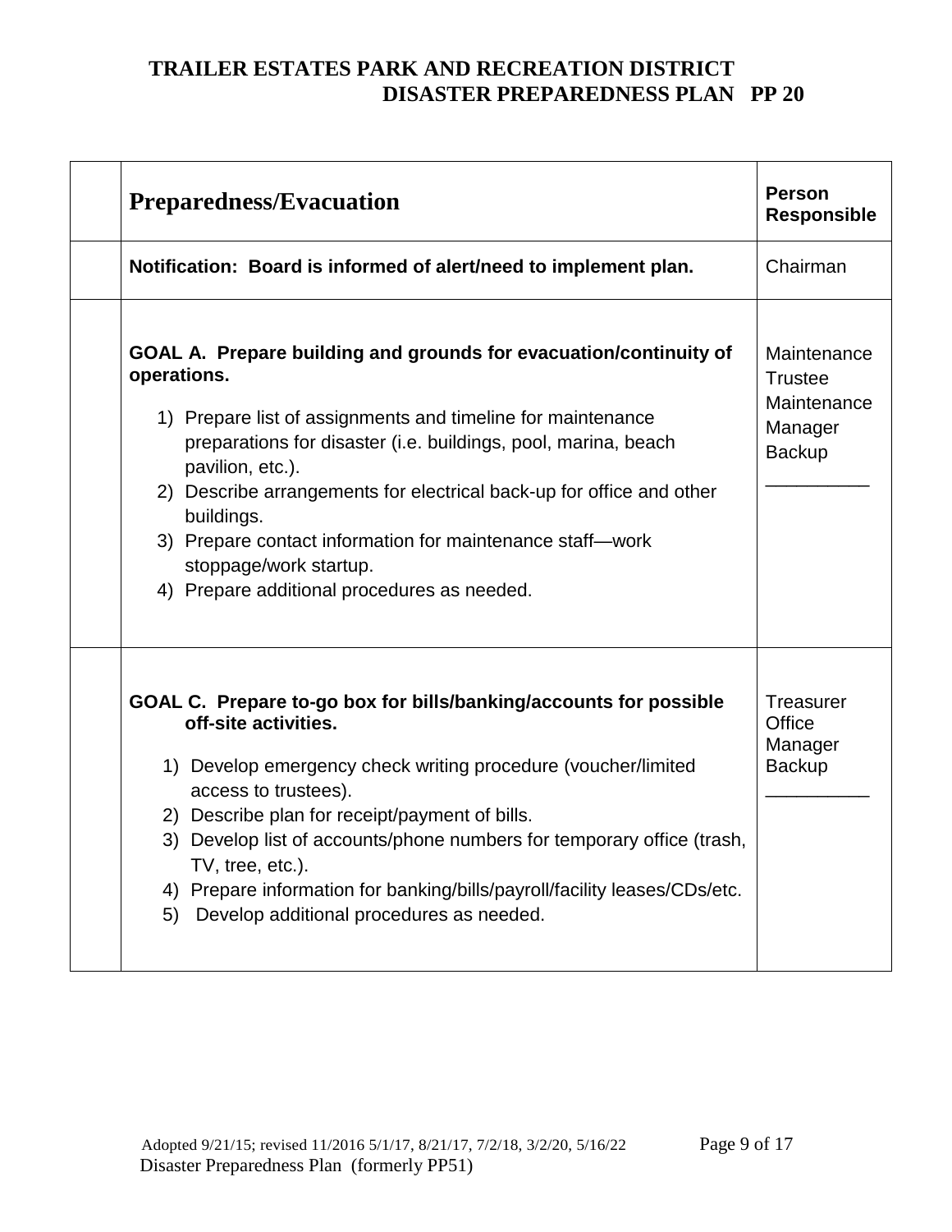| | Preparedness/Evacuation | Person Responsible |
|---|---|---|
| | **Notification: Board is informed of alert/need to implement plan.** | Chairman |
| | **GOAL A. Prepare building and grounds for evacuation/continuity of operations.**<br>1) Prepare list of assignments and timeline for maintenance preparations for disaster (i.e. buildings, pool, marina, beach pavilion, etc.).<br>2) Describe arrangements for electrical back-up for office and other buildings.<br>3) Prepare contact information for maintenance staff—work stoppage/work startup.<br>4) Prepare additional procedures as needed. | Maintenance Trustee<br>Maintenance Manager<br>Backup<br>__________ |
| | **GOAL C. Prepare to-go box for bills/banking/accounts for possible off-site activities.**<br>1) Develop emergency check writing procedure (voucher/limited access to trustees).<br>2) Describe plan for receipt/payment of bills.<br>3) Develop list of accounts/phone numbers for temporary office (trash, TV, tree, etc.).<br>4) Prepare information for banking/bills/payroll/facility leases/CDs/etc.<br>5) Develop additional procedures as needed. | Treasurer<br>Office Manager<br>Backup<br>__________ |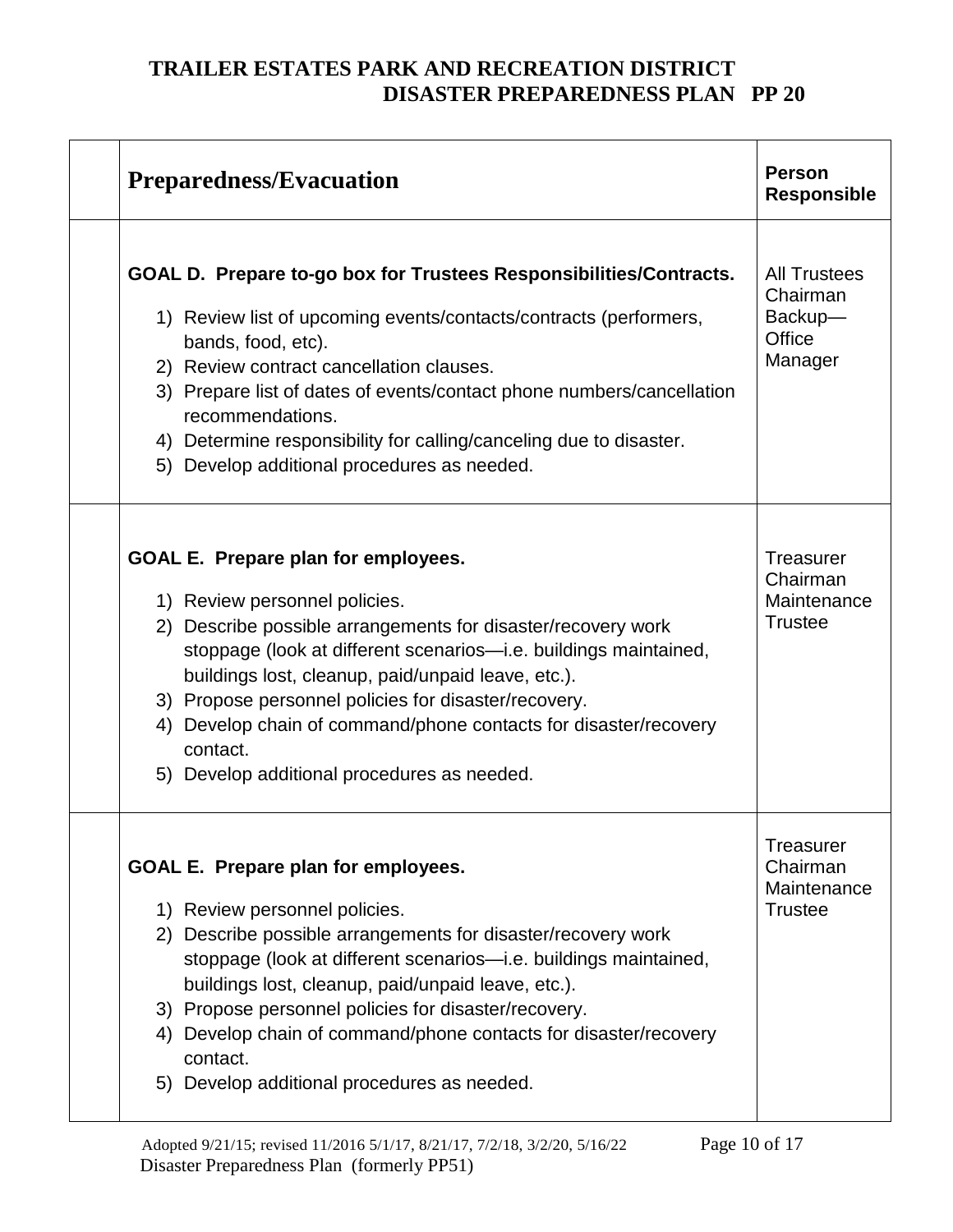# TRAILER ESTATES PARK AND RECREATION DISTRICT
## DISASTER PREPAREDNESS PLAN PP 20

| | Preparedness/Evacuation | Person Responsible |
|---|---|---|
| | **GOAL D. Prepare to-go box for Trustees Responsibilities/Contracts.**<br>1) Review list of upcoming events/contacts/contracts (performers, bands, food, etc).<br>2) Review contract cancellation clauses.<br>3) Prepare list of dates of events/contact phone numbers/cancellation recommendations.<br>4) Determine responsibility for calling/canceling due to disaster.<br>5) Develop additional procedures as needed. | All Trustees<br>Chairman<br>Backup—Office Manager |
| | **GOAL E. Prepare plan for employees.**<br>1) Review personnel policies.<br>2) Describe possible arrangements for disaster/recovery work stoppage (look at different scenarios—i.e. buildings maintained, buildings lost, cleanup, paid/unpaid leave, etc.).<br>3) Propose personnel policies for disaster/recovery.<br>4) Develop chain of command/phone contacts for disaster/recovery contact.<br>5) Develop additional procedures as needed. | Treasurer<br>Chairman<br>Maintenance Trustee |
| | **GOAL E. Prepare plan for employees.**<br>1) Review personnel policies.<br>2) Describe possible arrangements for disaster/recovery work stoppage (look at different scenarios—i.e. buildings maintained, buildings lost, cleanup, paid/unpaid leave, etc.).<br>3) Propose personnel policies for disaster/recovery.<br>4) Develop chain of command/phone contacts for disaster/recovery contact.<br>5) Develop additional procedures as needed. | Treasurer<br>Chairman<br>Maintenance Trustee |

Adopted 9/21/15; revised 11/2016 5/1/17, 8/21/17, 7/2/18, 3/2/20, 5/16/22
Disaster Preparedness Plan (formerly PP51)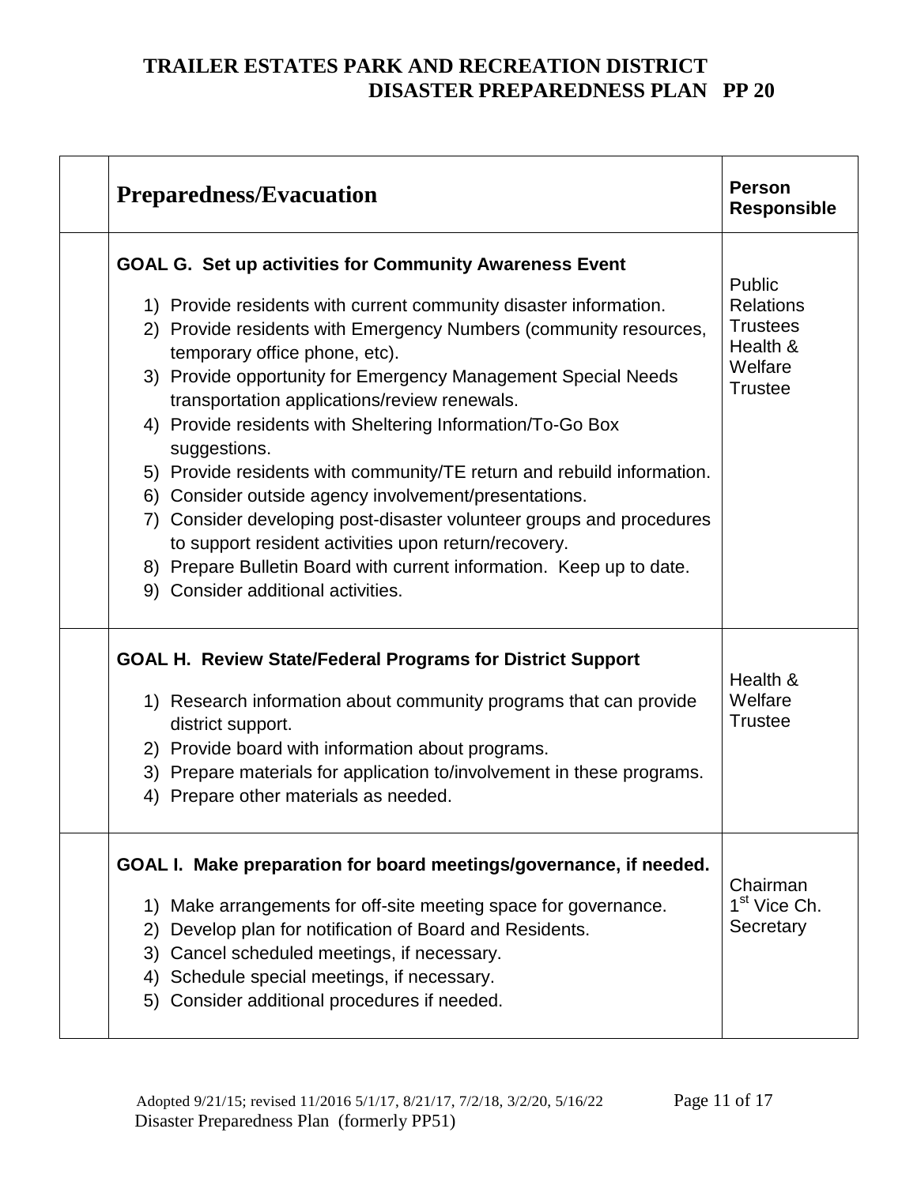# TRAILER ESTATES PARK AND RECREATION DISTRICT
## DISASTER PREPAREDNESS PLAN PP 20

| | Preparedness/Evacuation | Person Responsible |
|---|---|---|
| | **GOAL G. Set up activities for Community Awareness Event**<br>1) Provide residents with current community disaster information.<br>2) Provide residents with Emergency Numbers (community resources, temporary office phone, etc).<br>3) Provide opportunity for Emergency Management Special Needs transportation applications/review renewals.<br>4) Provide residents with Sheltering Information/To-Go Box suggestions.<br>5) Provide residents with community/TE return and rebuild information.<br>6) Consider outside agency involvement/presentations.<br>7) Consider developing post-disaster volunteer groups and procedures to support resident activities upon return/recovery.<br>8) Prepare Bulletin Board with current information. Keep up to date.<br>9) Consider additional activities. | Public Relations Trustees Health & Welfare Trustee |
| | **GOAL H. Review State/Federal Programs for District Support**<br>1) Research information about community programs that can provide district support.<br>2) Provide board with information about programs.<br>3) Prepare materials for application to/involvement in these programs.<br>4) Prepare other materials as needed. | Health & Welfare Trustee |
| | **GOAL I. Make preparation for board meetings/governance, if needed.**<br>1) Make arrangements for off-site meeting space for governance.<br>2) Develop plan for notification of Board and Residents.<br>3) Cancel scheduled meetings, if necessary.<br>4) Schedule special meetings, if necessary.<br>5) Consider additional procedures if needed. | Chairman<br>1st Vice Ch.<br>Secretary |

Adopted 9/21/15; revised 11/2016 5/1/17, 8/21/17, 7/2/18, 3/2/20, 5/16/22
Disaster Preparedness Plan (formerly PP51)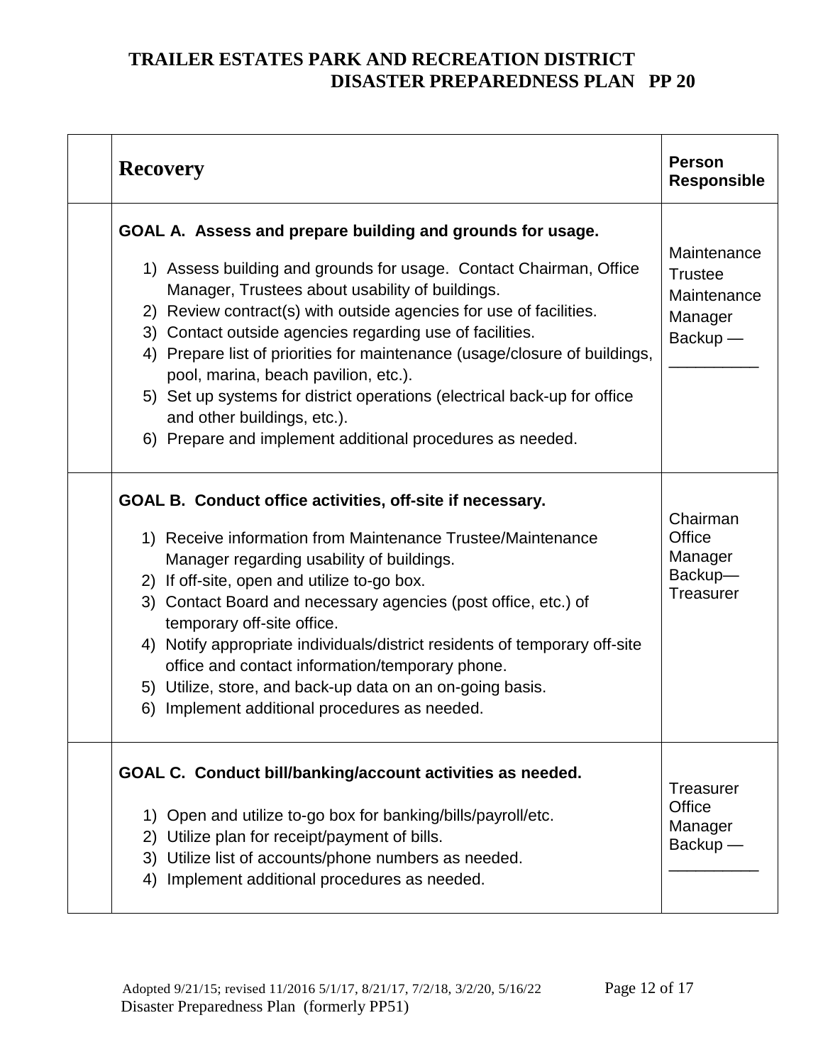# TRAILER ESTATES PARK AND RECREATION DISTRICT
## DISASTER PREPAREDNESS PLAN PP 20

| | **Recovery** | **Person Responsible** |
|---|---|---|
| | **GOAL A. Assess and prepare building and grounds for usage.**<br><br>1) Assess building and grounds for usage. Contact Chairman, Office Manager, Trustees about usability of buildings.<br>2) Review contract(s) with outside agencies for use of facilities.<br>3) Contact outside agencies regarding use of facilities.<br>4) Prepare list of priorities for maintenance (usage/closure of buildings, pool, marina, beach pavilion, etc.).<br>5) Set up systems for district operations (electrical back-up for office and other buildings, etc.).<br>6) Prepare and implement additional procedures as needed. | Maintenance Trustee<br>Maintenance Manager<br>Backup — __________ |
| | **GOAL B. Conduct office activities, off-site if necessary.**<br><br>1) Receive information from Maintenance Trustee/Maintenance Manager regarding usability of buildings.<br>2) If off-site, open and utilize to-go box.<br>3) Contact Board and necessary agencies (post office, etc.) of temporary off-site office.<br>4) Notify appropriate individuals/district residents of temporary off-site office and contact information/temporary phone.<br>5) Utilize, store, and back-up data on an on-going basis.<br>6) Implement additional procedures as needed. | Chairman<br>Office Manager<br>Backup—Treasurer |
| | **GOAL C. Conduct bill/banking/account activities as needed.**<br><br>1) Open and utilize to-go box for banking/bills/payroll/etc.<br>2) Utilize plan for receipt/payment of bills.<br>3) Utilize list of accounts/phone numbers as needed.<br>4) Implement additional procedures as needed. | Treasurer<br>Office Manager<br>Backup — __________ |

Adopted 9/21/15; revised 11/2016 5/1/17, 8/21/17, 7/2/18, 3/2/20, 5/16/22
Disaster Preparedness Plan (formerly PP51)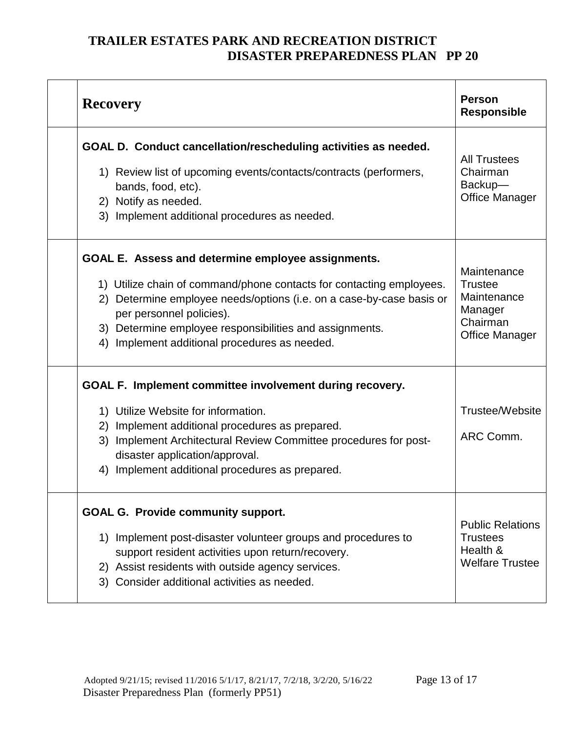# TRAILER ESTATES PARK AND RECREATION DISTRICT
## DISASTER PREPAREDNESS PLAN PP 20

| | Recovery | Person Responsible |
|---|---|---|
| | **GOAL D. Conduct cancellation/rescheduling activities as needed.**<br>1) Review list of upcoming events/contacts/contracts (performers, bands, food, etc).<br>2) Notify as needed.<br>3) Implement additional procedures as needed. | All Trustees<br>Chairman<br>Backup—<br>Office Manager |
| | **GOAL E. Assess and determine employee assignments.**<br>1) Utilize chain of command/phone contacts for contacting employees.<br>2) Determine employee needs/options (i.e. on a case-by-case basis or per personnel policies).<br>3) Determine employee responsibilities and assignments.<br>4) Implement additional procedures as needed. | Maintenance Trustee<br>Maintenance Manager<br>Chairman<br>Office Manager |
| | **GOAL F. Implement committee involvement during recovery.**<br>1) Utilize Website for information.<br>2) Implement additional procedures as prepared.<br>3) Implement Architectural Review Committee procedures for post-disaster application/approval.<br>4) Implement additional procedures as prepared. | Trustee/Website<br><br>ARC Comm. |
| | **GOAL G. Provide community support.**<br>1) Implement post-disaster volunteer groups and procedures to support resident activities upon return/recovery.<br>2) Assist residents with outside agency services.<br>3) Consider additional activities as needed. | Public Relations Trustees<br>Health & Welfare Trustee |

Adopted 9/21/15; revised 11/2016 5/1/17, 8/21/17, 7/2/18, 3/2/20, 5/16/22
Disaster Preparedness Plan (formerly PP51)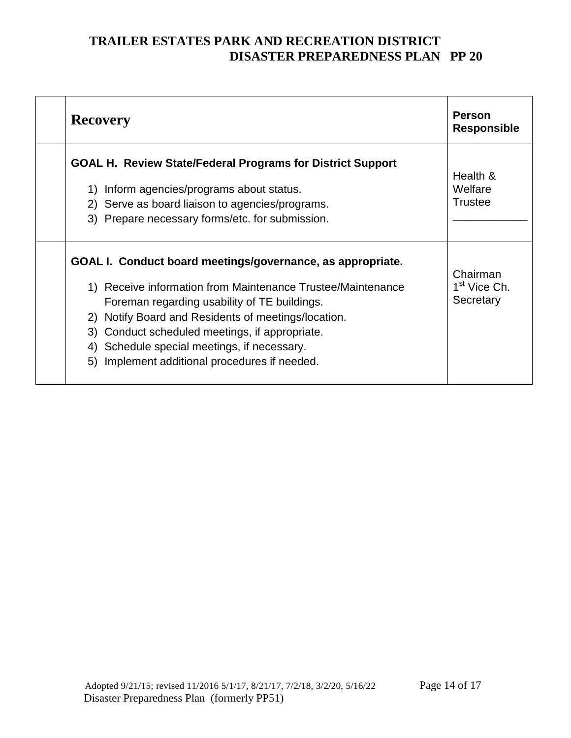| | Recovery | Person Responsible |
|---|---|---|
| | **GOAL H. Review State/Federal Programs for District Support**<br>1) Inform agencies/programs about status.<br>2) Serve as board liaison to agencies/programs.<br>3) Prepare necessary forms/etc. for submission. | Health & Welfare Trustee<br>____________ |
| | **GOAL I. Conduct board meetings/governance, as appropriate.**<br>1) Receive information from Maintenance Trustee/Maintenance Foreman regarding usability of TE buildings.<br>2) Notify Board and Residents of meetings/location.<br>3) Conduct scheduled meetings, if appropriate.<br>4) Schedule special meetings, if necessary.<br>5) Implement additional procedures if needed. | Chairman<br>1st Vice Ch.<br>Secretary |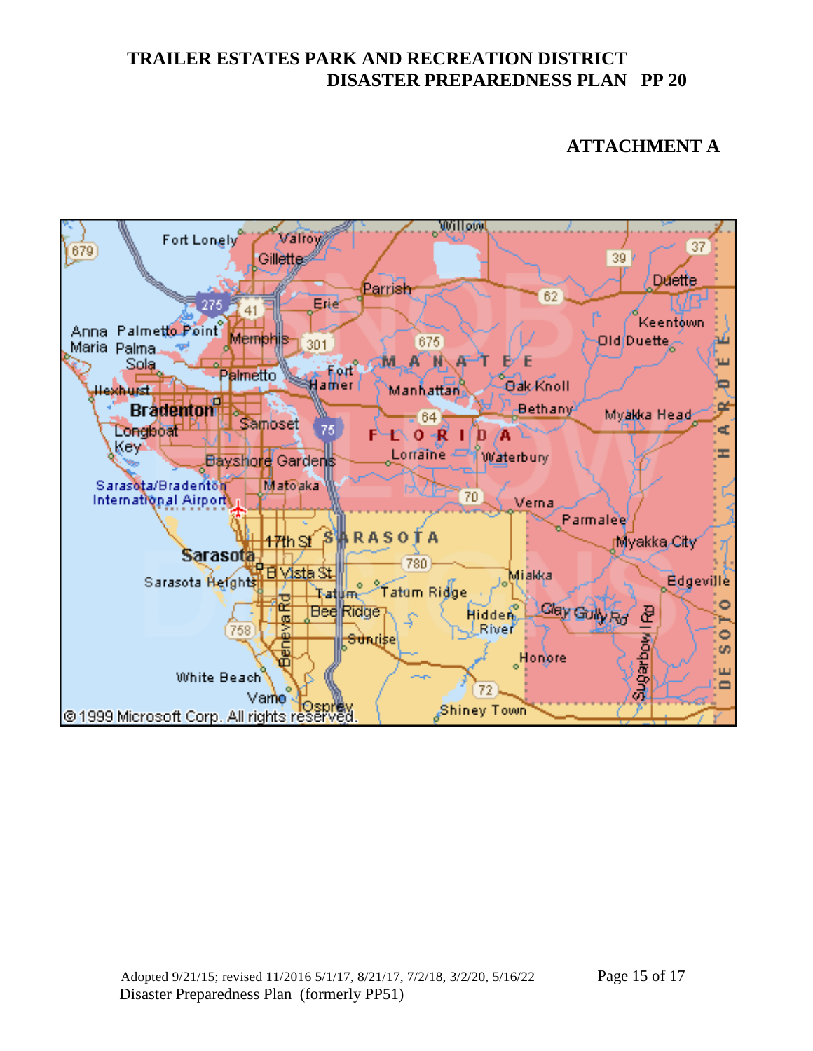## ATTACHMENT A

Fort Lonely Valroy Gillette Willow 679 39 37 Duette 275 41 Erie Parrish 62 Keentown Anna Maria Palmetto Point Memphis 301 675 Old Duette Palma Sola Palmetto Fort Hamer MANATEE Oak Knoll Manhattan Ilexhurst Bradenton Samoset 64 Bethany Myakka Head HARDEE Longboat Key 75 FLORIDA Bayshore Gardens Lorraine Waterbury Sarasota/Bradenton International Airport Matoaka 70 Verna Parmalee 17th St SARASOTA Myakka City Sarasota 780 B Vista St Myakka Edgeville Sarasota Heights Tatum Tatum Ridge Bee Ridge Hidden River Clay Gully Rd 758 Sunrise Beneva Rd Honore Sugarbow I Rd DE SOTO White Beach 72 Vamo Osprey Shiney Town

©1999 Microsoft Corp. All rights reserved.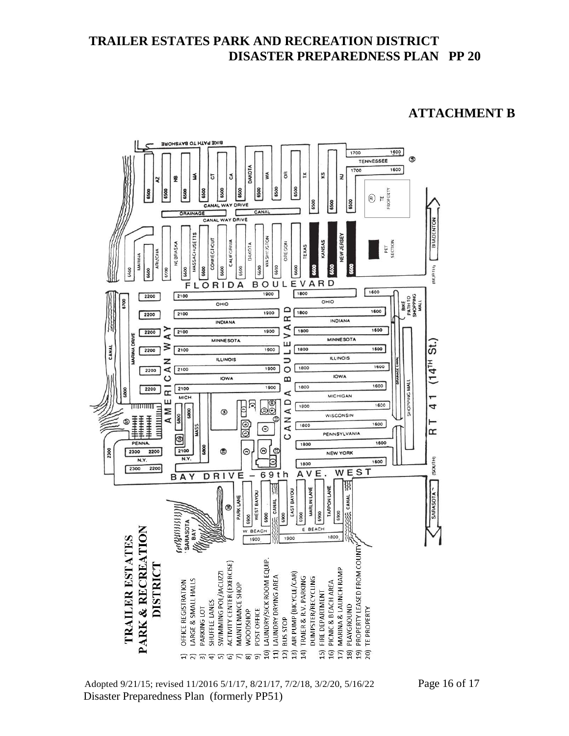# TRAILER ESTATES PARK AND RECREATION DISTRICT
## DISASTER PREPAREDNESS PLAN PP 20

### ATTACHMENT B

**TRAILER ESTATES PARK & RECREATION DISTRICT**

1) OFFICE REGISTRATION
2) LARGE & SMALL HALLS
3) PARKING LOT
4) SHUFFLE LANES
5) SWIMMING POL/JACUZZI
6) ACTIVITY CENTER (EXERCISE)
7) MAINTENANCE SHOP
8) WOODSHOP
9) POST OFFICE
10) LAUNDRY/SICK ROOM EQUIP.
11) LAUNDRY DRYING AREA
12) BUS STOP
13) AIR PUMP (BICYCLE/CAR)
14) TRAIER & R.V. PARKING
    DUMPSTER/RECYCLING
15) FIRE DEPARTMENT
16) PICNIC & BEACH AREA
17) MARINA & LAUNCH RAMP
18) PLAYGROUND
19) PROPERTY LEASED FROM COUNTY
20) TE PROPERTY

Adopted 9/21/15; revised 11/2016 5/1/17, 8/21/17, 7/2/18, 3/2/20, 5/16/22

Disaster Preparedness Plan (formerly PP51)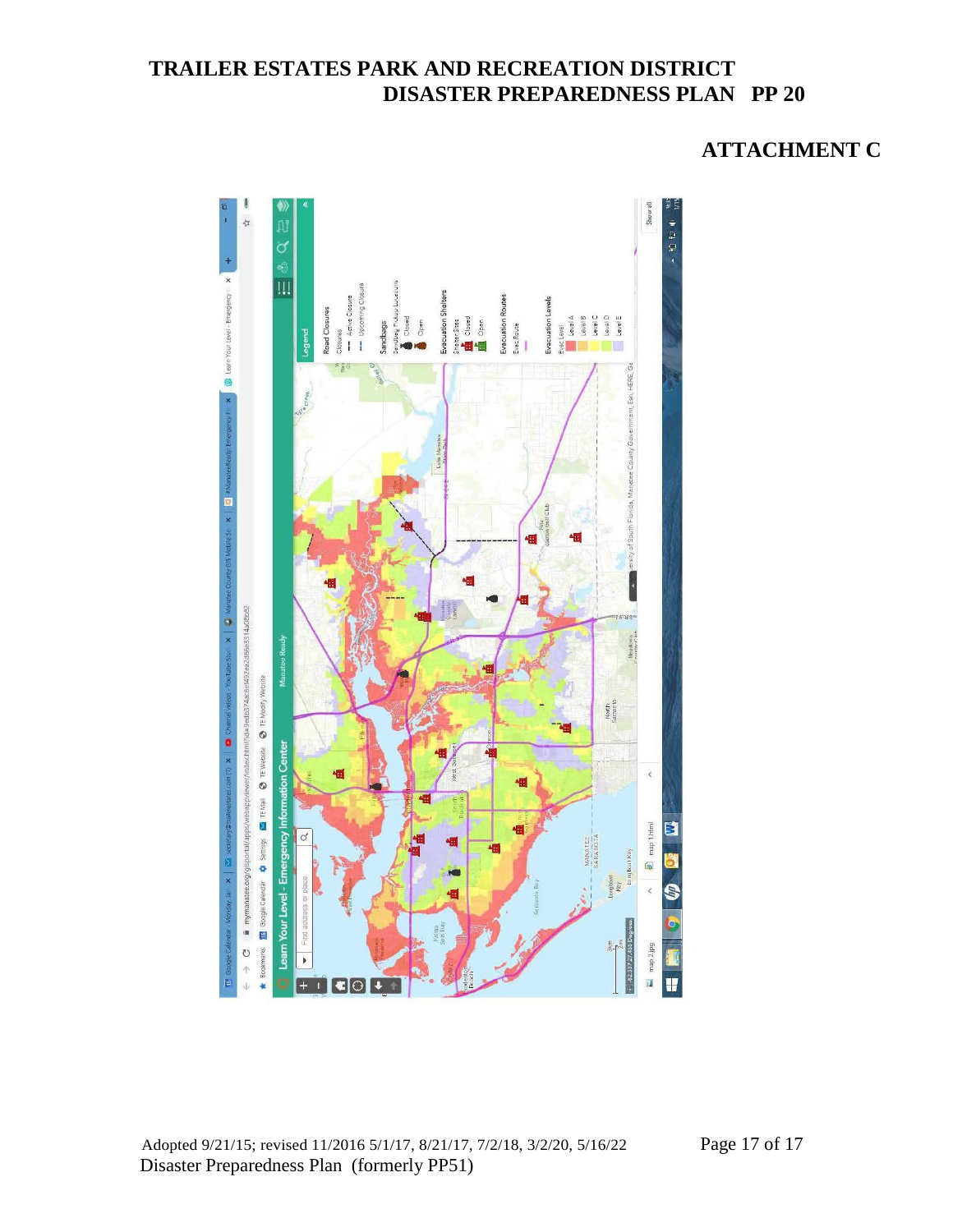# TRAILER ESTATES PARK AND RECREATION DISTRICT
## DISASTER PREPAREDNESS PLAN PP 20

## ATTACHMENT C

Learn Your Level - Emergency Information Center

Manatee Ready

Legend

Road Closures

Closures

Active Closure

Upcoming Closure

Sandbags

Sandbag Pickup Locations

Closed

Open

Evacuation Shelters

Shelter Sites

Closed

Open

Evacuation Routes

Evac Route

Evacuation Levels

Evac Level

Level A

Level B

Level C

Level D

Level E

Adopted 9/21/15; revised 11/2016 5/1/17, 8/21/17, 7/2/18, 3/2/20, 5/16/22

Disaster Preparedness Plan (formerly PP51)